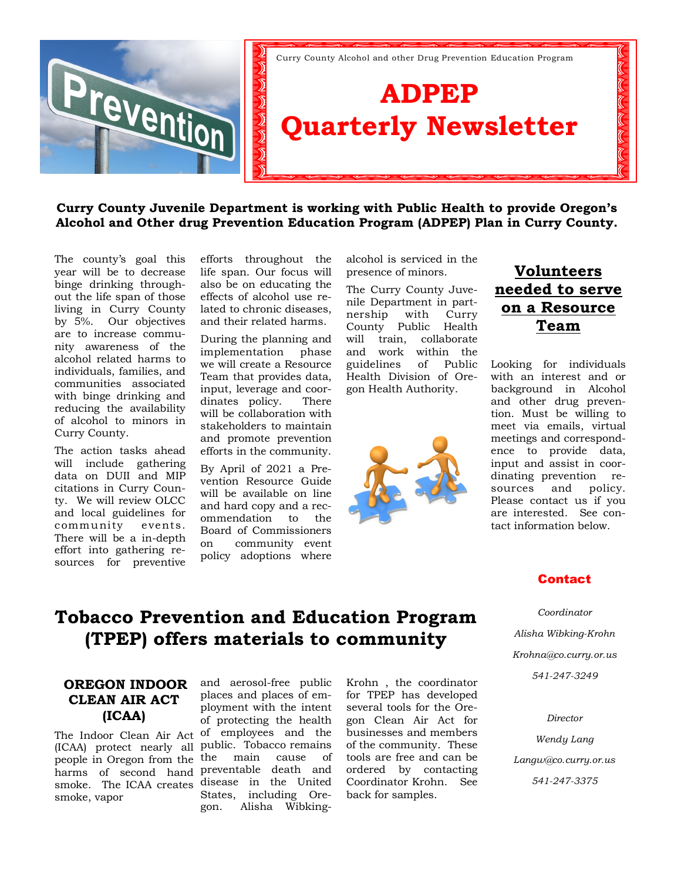Curry County Alcohol and other Drug Prevention Education Program

# ADPEP Quarterly Newsletter

**Curry County Juvenile Department is working with Public Health to provide Oregon's Alcohol and Other drug Prevention Education Program (ADPEP) Plan in Curry County.**

The county's goal this year will be to decrease binge drinking throughout the life span of those living in Curry County by 5%. Our objectives are to increase community awareness of the alcohol related harms to individuals, families, and communities associated with binge drinking and reducing the availability of alcohol to minors in Curry County.

The action tasks ahead will include gathering data on DUII and MIP citations in Curry County. We will review OLCC and local guidelines for community events. There will be a in-depth effort into gathering resources for preventive efforts throughout the life span. Our focus will also be on educating the effects of alcohol use related to chronic diseases, and their related harms.

During the planning and implementation phase we will create a Resource Team that provides data, input, leverage and coordinates policy. There will be collaboration with stakeholders to maintain and promote prevention efforts in the community.

By April of 2021 a Prevention Resource Guide will be available on line and hard copy and a recommendation to the Board of Commissioners on community event policy adoptions where alcohol is serviced in the presence of minors.

The Curry County Juvenile Department in partnership with Curry County Public Health will train, collaborate and work within the guidelines of Public Health Division of Oregon Health Authority.

## Volunteers needed to serve on a Resource Team

Looking for individuals with an interest and or background in Alcohol and other drug prevention. Must be willing to meet via emails, virtual meetings and correspondence to provide data, input and assist in coordinating prevention resources and policy. Please contact us if you are interested. See contact information below.

### Contact

*Coordinator*

*Alisha Wibking-Krohn*

*Krohna@co.curry.or.us*

*541-247-3249*

*Director*

*Wendy Lang*

*Langw@co.curry.or.us*

*541-247-3375*

# Tobacco Prevention and Education Program (TPEP) offers materials to community

### OREGON INDOOR CLEAN AIR ACT (ICAA)

The Indoor Clean Air Act (ICAA) protect nearly all people in Oregon from the harms of second hand smoke. The ICAA creates smoke, vapor and aerosol-free public places and places of employment with the intent of protecting the health of employees and the public. Tobacco remains the main cause of preventable death and disease in the United States, including Oregon. Alisha Wibking-Krohn , the coordinator for TPEP has developed several tools for the Oregon Clean Air Act for businesses and members of the community. These tools are free and can be ordered by contacting Coordinator Krohn. See back for samples.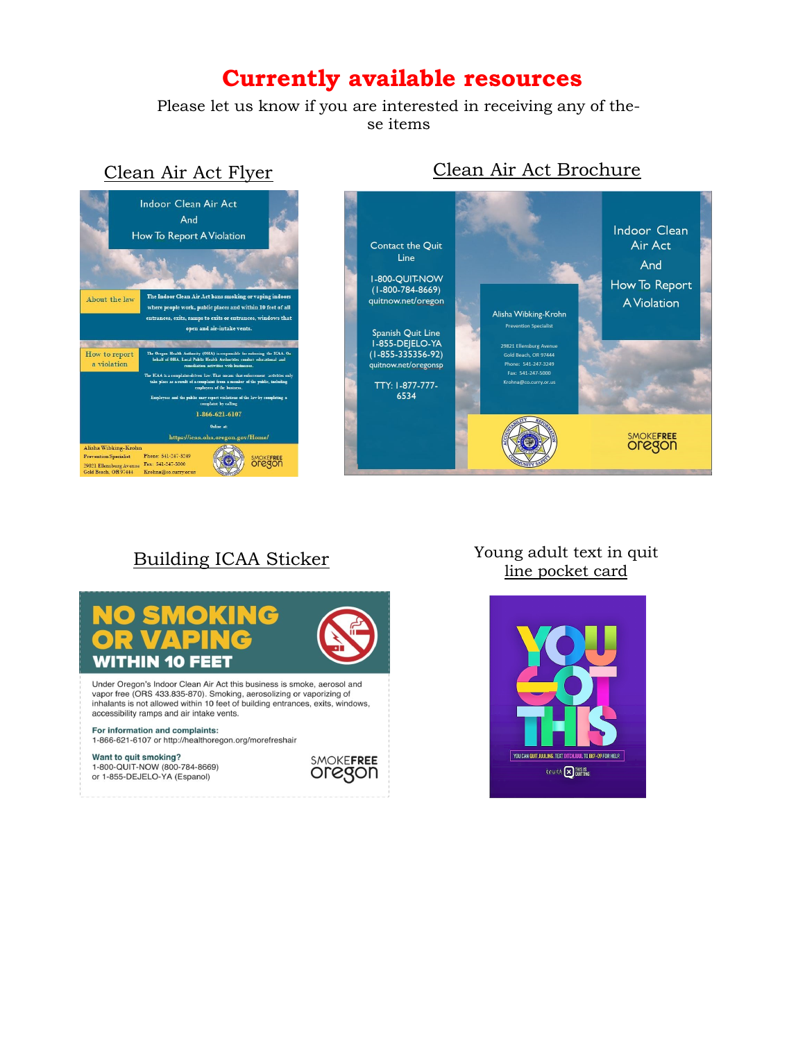# Currently available resources

Please let us know if you are interested in receiving any of these items

## Clean Air Act Flyer

Indoor Clean Air Act
And
How To Report A Violation

About the law

The Indoor Clean Air Act bans smoking or vaping indoors where people work, public places and within 10 feet of all entrances, exits, ramps to exits or entrances, windows that open and air-intake vents.

How to report a violation

The Oregon Health Authority (OHA) is responsible for enforcing the ICAA. On behalf of OHA, Local Public Health Authorities conduct educational and remediation activities with businesses.

The ICAA is a complaint-driven law. That means that enforcement activities only take place as a result of a complaint from a member of the public, including employees of the business.

Employees and the public may report violations of the law by completing a complaint by calling

1-866-621-6107

Online at:

https://icaa.oha.oregon.gov/Home/

Alisha Wibking-Krohn
Prevention Specialist
29821 Ellensburg Avenue
Gold Beach, OR 97444

Phone: 541-247-3249
Fax: 541-247-5000
Krohna@co.curry.or.us

SMOKEFREE oregon

## Clean Air Act Brochure

Contact the Quit Line

1-800-QUIT-NOW
(1-800-784-8669)
quitnow.net/oregon

Spanish Quit Line
1-855-DEJELO-YA
(1-855-335356-92)
quitnow.net/oregonsp

TTY: 1-877-777-6534

Alisha Wibking-Krohn
Prevention Specialist

29821 Ellensburg Avenue
Gold Beach, OR 97444
Phone: 541-247-3249
Fax: 541-247-5000
Krohna@co.curry.or.us

Indoor Clean Air Act
And
How To Report A Violation

SMOKEFREE oregon

## Building ICAA Sticker

**NO SMOKING OR VAPING WITHIN 10 FEET**

Under Oregon's Indoor Clean Air Act this business is smoke, aerosol and vapor free (ORS 433.835-870). Smoking, aerosolizing or vaporizing of inhalants is not allowed within 10 feet of building entrances, exits, windows, accessibility ramps and air intake vents.

**For information and complaints:**
1-866-621-6107 or http://healthoregon.org/morefreshair

**Want to quit smoking?**
1-800-QUIT-NOW (800-784-8669)
or 1-855-DEJELO-YA (Espanol)

SMOKEFREE oregon

## Young adult text in quit line pocket card

YOU GOT THIS

YOU CAN QUIT JUULING. TEXT DITCHJUUL TO 887-09 FOR HELP

truth THIS IS QUITTING